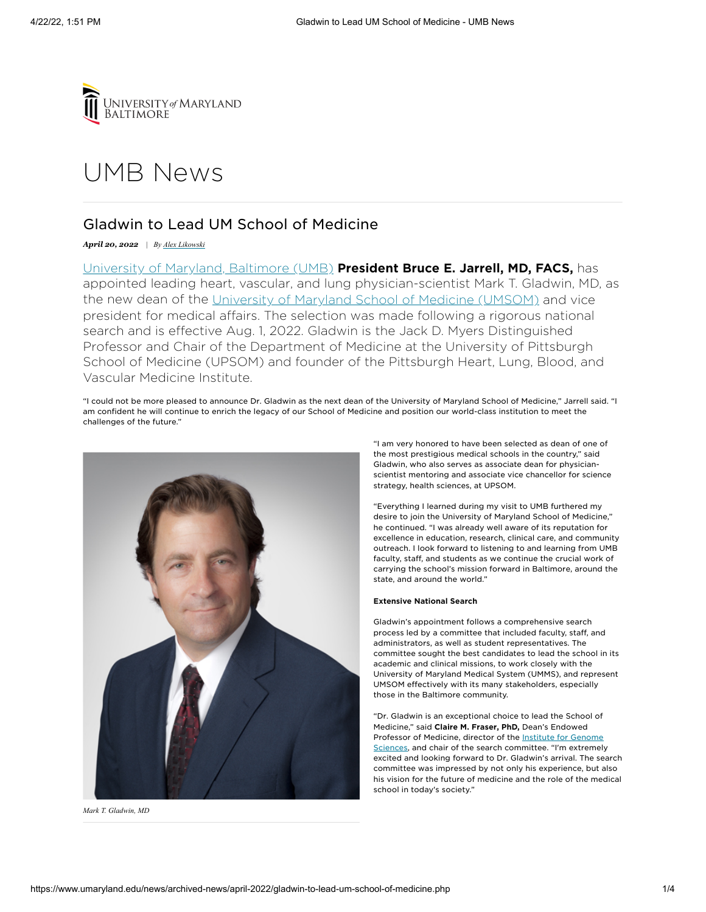# UMB News

## Gladwin to Lead UM School of Medicine

***April 20, 2022*** | *By Alex Likowski*

University of Maryland, Baltimore (UMB) **President Bruce E. Jarrell, MD, FACS,** has appointed leading heart, vascular, and lung physician-scientist Mark T. Gladwin, MD, as the new dean of the University of Maryland School of Medicine (UMSOM) and vice president for medical affairs. The selection was made following a rigorous national search and is effective Aug. 1, 2022. Gladwin is the Jack D. Myers Distinguished Professor and Chair of the Department of Medicine at the University of Pittsburgh School of Medicine (UPSOM) and founder of the Pittsburgh Heart, Lung, Blood, and Vascular Medicine Institute.

"I could not be more pleased to announce Dr. Gladwin as the next dean of the University of Maryland School of Medicine," Jarrell said. "I am confident he will continue to enrich the legacy of our School of Medicine and position our world-class institution to meet the challenges of the future."

*Mark T. Gladwin, MD*

"I am very honored to have been selected as dean of one of the most prestigious medical schools in the country," said Gladwin, who also serves as associate dean for physician-scientist mentoring and associate vice chancellor for science strategy, health sciences, at UPSOM.

"Everything I learned during my visit to UMB furthered my desire to join the University of Maryland School of Medicine," he continued. "I was already well aware of its reputation for excellence in education, research, clinical care, and community outreach. I look forward to listening to and learning from UMB faculty, staff, and students as we continue the crucial work of carrying the school's mission forward in Baltimore, around the state, and around the world."

**Extensive National Search**

Gladwin's appointment follows a comprehensive search process led by a committee that included faculty, staff, and administrators, as well as student representatives. The committee sought the best candidates to lead the school in its academic and clinical missions, to work closely with the University of Maryland Medical System (UMMS), and represent UMSOM effectively with its many stakeholders, especially those in the Baltimore community.

"Dr. Gladwin is an exceptional choice to lead the School of Medicine," said **Claire M. Fraser, PhD,** Dean's Endowed Professor of Medicine, director of the Institute for Genome Sciences, and chair of the search committee. "I'm extremely excited and looking forward to Dr. Gladwin's arrival. The search committee was impressed by not only his experience, but also his vision for the future of medicine and the role of the medical school in today's society."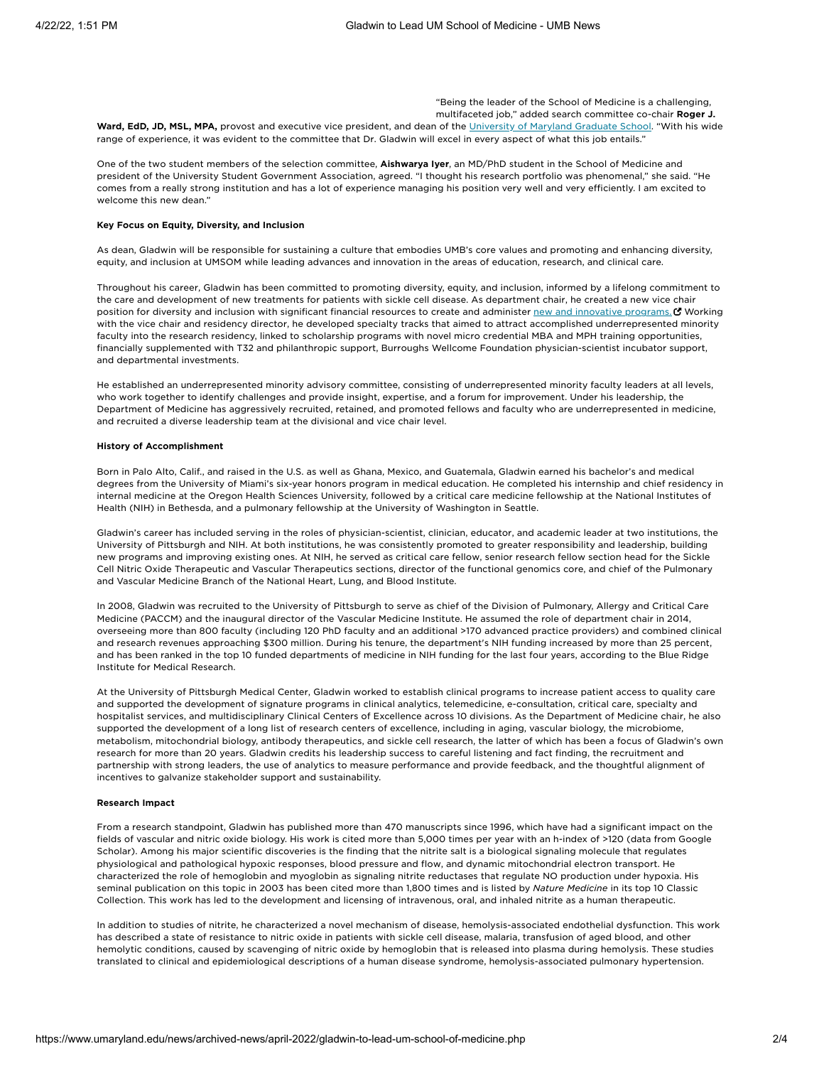"Being the leader of the School of Medicine is a challenging, multifaceted job," added search committee co-chair **Roger J. Ward, EdD, JD, MSL, MPA,** provost and executive vice president, and dean of the University of Maryland Graduate School. "With his wide range of experience, it was evident to the committee that Dr. Gladwin will excel in every aspect of what this job entails."

One of the two student members of the selection committee, **Aishwarya Iyer**, an MD/PhD student in the School of Medicine and president of the University Student Government Association, agreed. "I thought his research portfolio was phenomenal," she said. "He comes from a really strong institution and has a lot of experience managing his position very well and very efficiently. I am excited to welcome this new dean."

**Key Focus on Equity, Diversity, and Inclusion**

As dean, Gladwin will be responsible for sustaining a culture that embodies UMB's core values and promoting and enhancing diversity, equity, and inclusion at UMSOM while leading advances and innovation in the areas of education, research, and clinical care.

Throughout his career, Gladwin has been committed to promoting diversity, equity, and inclusion, informed by a lifelong commitment to the care and development of new treatments for patients with sickle cell disease. As department chair, he created a new vice chair position for diversity and inclusion with significant financial resources to create and administer new and innovative programs. Working with the vice chair and residency director, he developed specialty tracks that aimed to attract accomplished underrepresented minority faculty into the research residency, linked to scholarship programs with novel micro credential MBA and MPH training opportunities, financially supplemented with T32 and philanthropic support, Burroughs Wellcome Foundation physician-scientist incubator support, and departmental investments.

He established an underrepresented minority advisory committee, consisting of underrepresented minority faculty leaders at all levels, who work together to identify challenges and provide insight, expertise, and a forum for improvement. Under his leadership, the Department of Medicine has aggressively recruited, retained, and promoted fellows and faculty who are underrepresented in medicine, and recruited a diverse leadership team at the divisional and vice chair level.

**History of Accomplishment**

Born in Palo Alto, Calif., and raised in the U.S. as well as Ghana, Mexico, and Guatemala, Gladwin earned his bachelor's and medical degrees from the University of Miami's six-year honors program in medical education. He completed his internship and chief residency in internal medicine at the Oregon Health Sciences University, followed by a critical care medicine fellowship at the National Institutes of Health (NIH) in Bethesda, and a pulmonary fellowship at the University of Washington in Seattle.

Gladwin's career has included serving in the roles of physician-scientist, clinician, educator, and academic leader at two institutions, the University of Pittsburgh and NIH. At both institutions, he was consistently promoted to greater responsibility and leadership, building new programs and improving existing ones. At NIH, he served as critical care fellow, senior research fellow section head for the Sickle Cell Nitric Oxide Therapeutic and Vascular Therapeutics sections, director of the functional genomics core, and chief of the Pulmonary and Vascular Medicine Branch of the National Heart, Lung, and Blood Institute.

In 2008, Gladwin was recruited to the University of Pittsburgh to serve as chief of the Division of Pulmonary, Allergy and Critical Care Medicine (PACCM) and the inaugural director of the Vascular Medicine Institute. He assumed the role of department chair in 2014, overseeing more than 800 faculty (including 120 PhD faculty and an additional >170 advanced practice providers) and combined clinical and research revenues approaching $300 million. During his tenure, the department's NIH funding increased by more than 25 percent, and has been ranked in the top 10 funded departments of medicine in NIH funding for the last four years, according to the Blue Ridge Institute for Medical Research.

At the University of Pittsburgh Medical Center, Gladwin worked to establish clinical programs to increase patient access to quality care and supported the development of signature programs in clinical analytics, telemedicine, e-consultation, critical care, specialty and hospitalist services, and multidisciplinary Clinical Centers of Excellence across 10 divisions. As the Department of Medicine chair, he also supported the development of a long list of research centers of excellence, including in aging, vascular biology, the microbiome, metabolism, mitochondrial biology, antibody therapeutics, and sickle cell research, the latter of which has been a focus of Gladwin's own research for more than 20 years. Gladwin credits his leadership success to careful listening and fact finding, the recruitment and partnership with strong leaders, the use of analytics to measure performance and provide feedback, and the thoughtful alignment of incentives to galvanize stakeholder support and sustainability.

**Research Impact**

From a research standpoint, Gladwin has published more than 470 manuscripts since 1996, which have had a significant impact on the fields of vascular and nitric oxide biology. His work is cited more than 5,000 times per year with an h-index of >120 (data from Google Scholar). Among his major scientific discoveries is the finding that the nitrite salt is a biological signaling molecule that regulates physiological and pathological hypoxic responses, blood pressure and flow, and dynamic mitochondrial electron transport. He characterized the role of hemoglobin and myoglobin as signaling nitrite reductases that regulate NO production under hypoxia. His seminal publication on this topic in 2003 has been cited more than 1,800 times and is listed by *Nature Medicine* in its top 10 Classic Collection. This work has led to the development and licensing of intravenous, oral, and inhaled nitrite as a human therapeutic.

In addition to studies of nitrite, he characterized a novel mechanism of disease, hemolysis-associated endothelial dysfunction. This work has described a state of resistance to nitric oxide in patients with sickle cell disease, malaria, transfusion of aged blood, and other hemolytic conditions, caused by scavenging of nitric oxide by hemoglobin that is released into plasma during hemolysis. These studies translated to clinical and epidemiological descriptions of a human disease syndrome, hemolysis-associated pulmonary hypertension.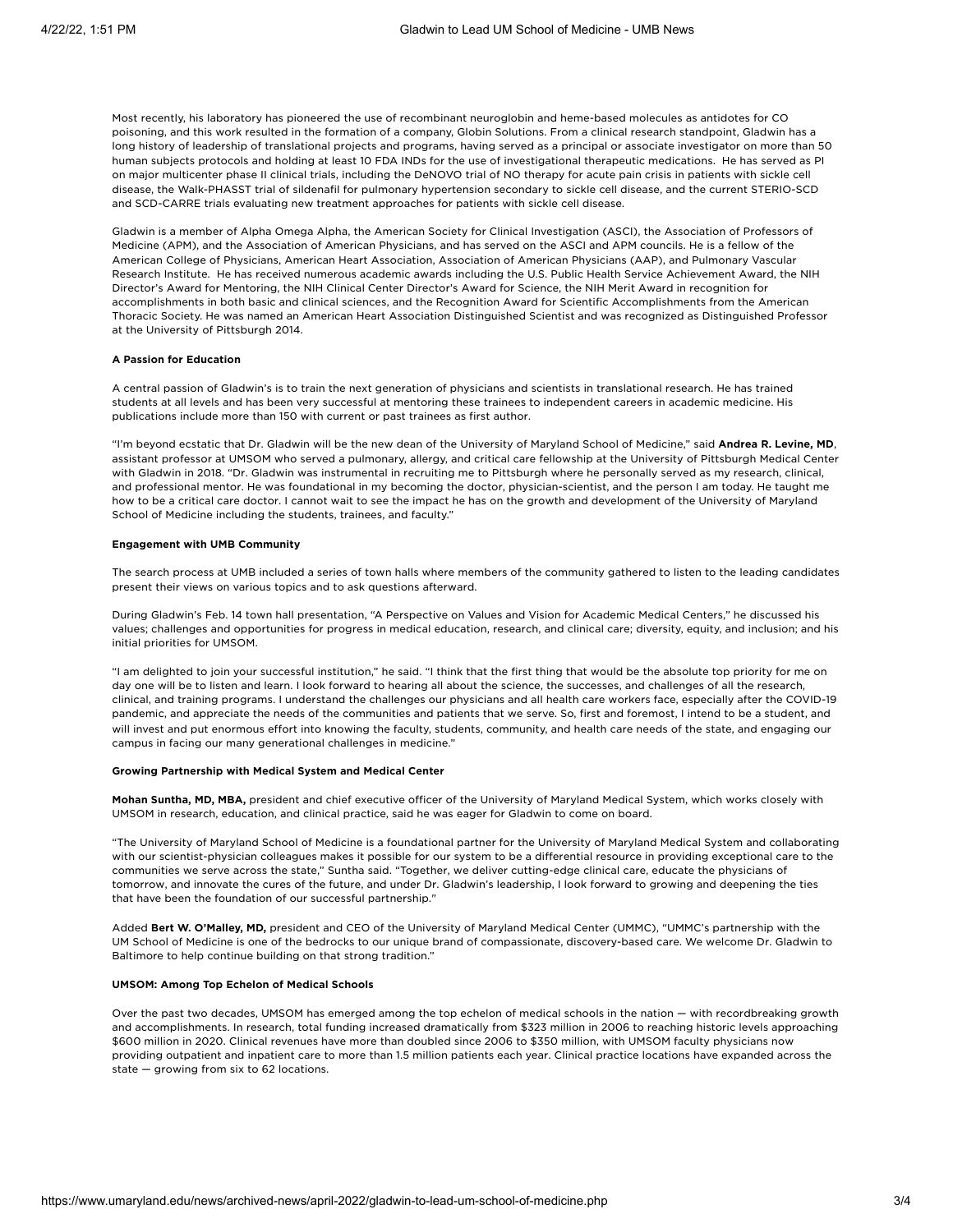Most recently, his laboratory has pioneered the use of recombinant neuroglobin and heme-based molecules as antidotes for CO poisoning, and this work resulted in the formation of a company, Globin Solutions. From a clinical research standpoint, Gladwin has a long history of leadership of translational projects and programs, having served as a principal or associate investigator on more than 50 human subjects protocols and holding at least 10 FDA INDs for the use of investigational therapeutic medications. He has served as PI on major multicenter phase II clinical trials, including the DeNOVO trial of NO therapy for acute pain crisis in patients with sickle cell disease, the Walk-PHASST trial of sildenafil for pulmonary hypertension secondary to sickle cell disease, and the current STERIO-SCD and SCD-CARRE trials evaluating new treatment approaches for patients with sickle cell disease.

Gladwin is a member of Alpha Omega Alpha, the American Society for Clinical Investigation (ASCI), the Association of Professors of Medicine (APM), and the Association of American Physicians, and has served on the ASCI and APM councils. He is a fellow of the American College of Physicians, American Heart Association, Association of American Physicians (AAP), and Pulmonary Vascular Research Institute. He has received numerous academic awards including the U.S. Public Health Service Achievement Award, the NIH Director's Award for Mentoring, the NIH Clinical Center Director's Award for Science, the NIH Merit Award in recognition for accomplishments in both basic and clinical sciences, and the Recognition Award for Scientific Accomplishments from the American Thoracic Society. He was named an American Heart Association Distinguished Scientist and was recognized as Distinguished Professor at the University of Pittsburgh 2014.

**A Passion for Education**

A central passion of Gladwin's is to train the next generation of physicians and scientists in translational research. He has trained students at all levels and has been very successful at mentoring these trainees to independent careers in academic medicine. His publications include more than 150 with current or past trainees as first author.

"I'm beyond ecstatic that Dr. Gladwin will be the new dean of the University of Maryland School of Medicine," said **Andrea R. Levine, MD**, assistant professor at UMSOM who served a pulmonary, allergy, and critical care fellowship at the University of Pittsburgh Medical Center with Gladwin in 2018. "Dr. Gladwin was instrumental in recruiting me to Pittsburgh where he personally served as my research, clinical, and professional mentor. He was foundational in my becoming the doctor, physician-scientist, and the person I am today. He taught me how to be a critical care doctor. I cannot wait to see the impact he has on the growth and development of the University of Maryland School of Medicine including the students, trainees, and faculty."

**Engagement with UMB Community**

The search process at UMB included a series of town halls where members of the community gathered to listen to the leading candidates present their views on various topics and to ask questions afterward.

During Gladwin's Feb. 14 town hall presentation, "A Perspective on Values and Vision for Academic Medical Centers," he discussed his values; challenges and opportunities for progress in medical education, research, and clinical care; diversity, equity, and inclusion; and his initial priorities for UMSOM.

"I am delighted to join your successful institution," he said. "I think that the first thing that would be the absolute top priority for me on day one will be to listen and learn. I look forward to hearing all about the science, the successes, and challenges of all the research, clinical, and training programs. I understand the challenges our physicians and all health care workers face, especially after the COVID-19 pandemic, and appreciate the needs of the communities and patients that we serve. So, first and foremost, I intend to be a student, and will invest and put enormous effort into knowing the faculty, students, community, and health care needs of the state, and engaging our campus in facing our many generational challenges in medicine."

**Growing Partnership with Medical System and Medical Center**

**Mohan Suntha, MD, MBA,** president and chief executive officer of the University of Maryland Medical System, which works closely with UMSOM in research, education, and clinical practice, said he was eager for Gladwin to come on board.

"The University of Maryland School of Medicine is a foundational partner for the University of Maryland Medical System and collaborating with our scientist-physician colleagues makes it possible for our system to be a differential resource in providing exceptional care to the communities we serve across the state," Suntha said. "Together, we deliver cutting-edge clinical care, educate the physicians of tomorrow, and innovate the cures of the future, and under Dr. Gladwin's leadership, I look forward to growing and deepening the ties that have been the foundation of our successful partnership."

Added **Bert W. O'Malley, MD,** president and CEO of the University of Maryland Medical Center (UMMC), "UMMC's partnership with the UM School of Medicine is one of the bedrocks to our unique brand of compassionate, discovery-based care. We welcome Dr. Gladwin to Baltimore to help continue building on that strong tradition."

**UMSOM: Among Top Echelon of Medical Schools**

Over the past two decades, UMSOM has emerged among the top echelon of medical schools in the nation — with recordbreaking growth and accomplishments. In research, total funding increased dramatically from $323 million in 2006 to reaching historic levels approaching $600 million in 2020. Clinical revenues have more than doubled since 2006 to $350 million, with UMSOM faculty physicians now providing outpatient and inpatient care to more than 1.5 million patients each year. Clinical practice locations have expanded across the state — growing from six to 62 locations.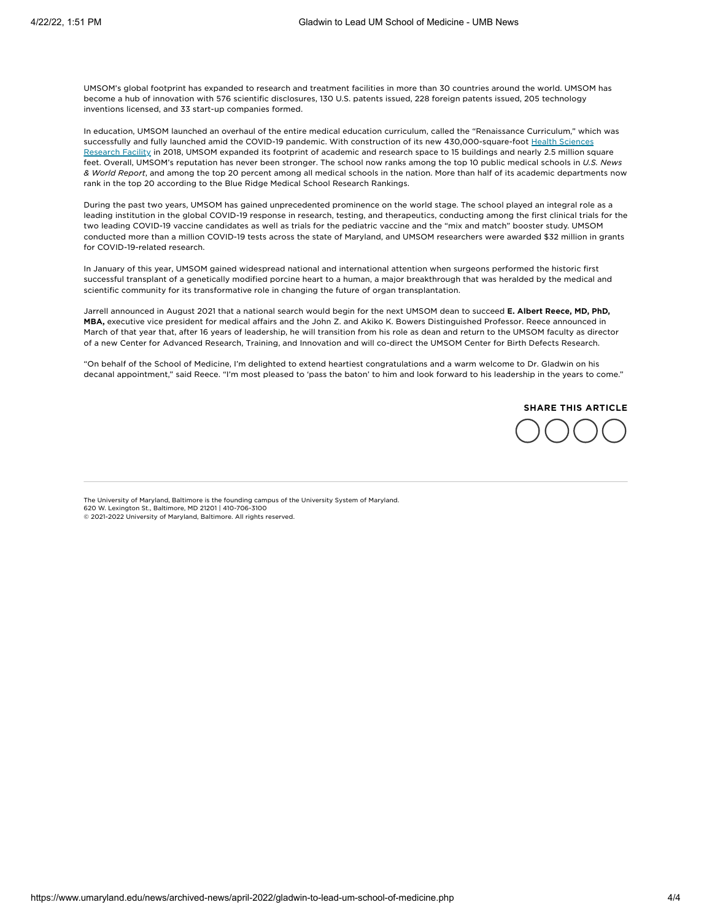UMSOM's global footprint has expanded to research and treatment facilities in more than 30 countries around the world. UMSOM has become a hub of innovation with 576 scientific disclosures, 130 U.S. patents issued, 228 foreign patents issued, 205 technology inventions licensed, and 33 start-up companies formed.

In education, UMSOM launched an overhaul of the entire medical education curriculum, called the "Renaissance Curriculum," which was successfully and fully launched amid the COVID-19 pandemic. With construction of its new 430,000-square-foot [Health Sciences Research Facility](#) in 2018, UMSOM expanded its footprint of academic and research space to 15 buildings and nearly 2.5 million square feet. Overall, UMSOM's reputation has never been stronger. The school now ranks among the top 10 public medical schools in *U.S. News & World Report*, and among the top 20 percent among all medical schools in the nation. More than half of its academic departments now rank in the top 20 according to the Blue Ridge Medical School Research Rankings.

During the past two years, UMSOM has gained unprecedented prominence on the world stage. The school played an integral role as a leading institution in the global COVID-19 response in research, testing, and therapeutics, conducting among the first clinical trials for the two leading COVID-19 vaccine candidates as well as trials for the pediatric vaccine and the "mix and match" booster study. UMSOM conducted more than a million COVID-19 tests across the state of Maryland, and UMSOM researchers were awarded $32 million in grants for COVID-19-related research.

In January of this year, UMSOM gained widespread national and international attention when surgeons performed the historic first successful transplant of a genetically modified porcine heart to a human, a major breakthrough that was heralded by the medical and scientific community for its transformative role in changing the future of organ transplantation.

Jarrell announced in August 2021 that a national search would begin for the next UMSOM dean to succeed **E. Albert Reece, MD, PhD, MBA,** executive vice president for medical affairs and the John Z. and Akiko K. Bowers Distinguished Professor. Reece announced in March of that year that, after 16 years of leadership, he will transition from his role as dean and return to the UMSOM faculty as director of a new Center for Advanced Research, Training, and Innovation and will co-direct the UMSOM Center for Birth Defects Research.

"On behalf of the School of Medicine, I'm delighted to extend heartiest congratulations and a warm welcome to Dr. Gladwin on his decanal appointment," said Reece. "I'm most pleased to 'pass the baton' to him and look forward to his leadership in the years to come."

**SHARE THIS ARTICLE**

The University of Maryland, Baltimore is the founding campus of the University System of Maryland.
620 W. Lexington St., Baltimore, MD 21201 | 410-706-3100
© 2021-2022 University of Maryland, Baltimore. All rights reserved.